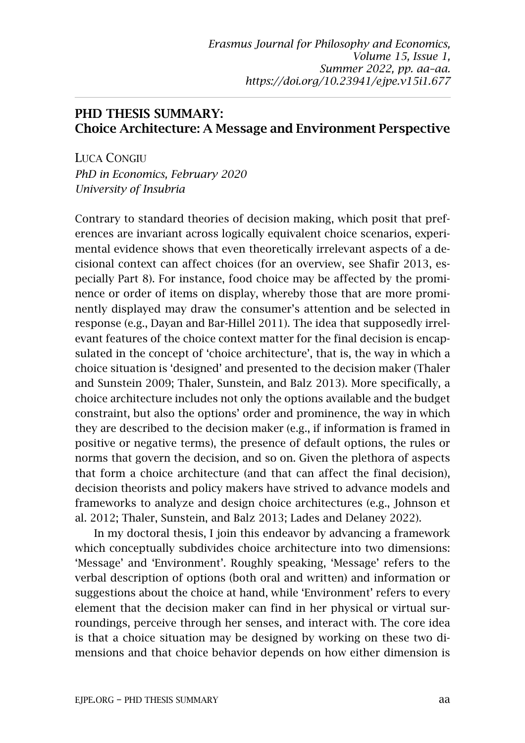## PHD THESIS SUMMARY: Choice Architecture: A Message and Environment Perspective

LUCA CONGIU
*PhD in Economics, February 2020*
*University of Insubria*

Contrary to standard theories of decision making, which posit that preferences are invariant across logically equivalent choice scenarios, experimental evidence shows that even theoretically irrelevant aspects of a decisional context can affect choices (for an overview, see Shafir 2013, especially Part 8). For instance, food choice may be affected by the prominence or order of items on display, whereby those that are more prominently displayed may draw the consumer's attention and be selected in response (e.g., Dayan and Bar-Hillel 2011). The idea that supposedly irrelevant features of the choice context matter for the final decision is encapsulated in the concept of 'choice architecture', that is, the way in which a choice situation is 'designed' and presented to the decision maker (Thaler and Sunstein 2009; Thaler, Sunstein, and Balz 2013). More specifically, a choice architecture includes not only the options available and the budget constraint, but also the options' order and prominence, the way in which they are described to the decision maker (e.g., if information is framed in positive or negative terms), the presence of default options, the rules or norms that govern the decision, and so on. Given the plethora of aspects that form a choice architecture (and that can affect the final decision), decision theorists and policy makers have strived to advance models and frameworks to analyze and design choice architectures (e.g., Johnson et al. 2012; Thaler, Sunstein, and Balz 2013; Lades and Delaney 2022).

In my doctoral thesis, I join this endeavor by advancing a framework which conceptually subdivides choice architecture into two dimensions: 'Message' and 'Environment'. Roughly speaking, 'Message' refers to the verbal description of options (both oral and written) and information or suggestions about the choice at hand, while 'Environment' refers to every element that the decision maker can find in her physical or virtual surroundings, perceive through her senses, and interact with. The core idea is that a choice situation may be designed by working on these two dimensions and that choice behavior depends on how either dimension is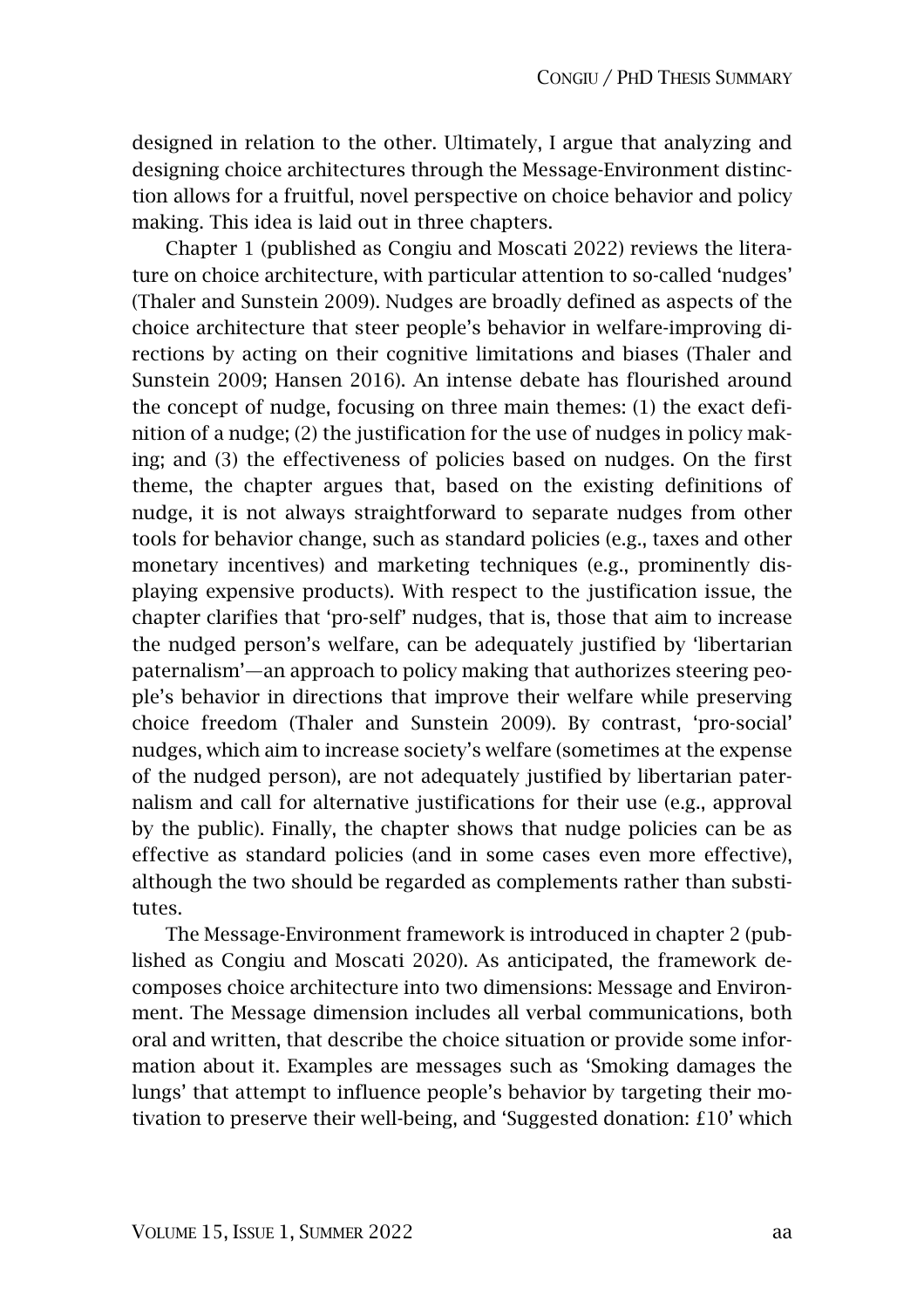designed in relation to the other. Ultimately, I argue that analyzing and designing choice architectures through the Message-Environment distinction allows for a fruitful, novel perspective on choice behavior and policy making. This idea is laid out in three chapters.

Chapter 1 (published as Congiu and Moscati 2022) reviews the literature on choice architecture, with particular attention to so-called 'nudges' (Thaler and Sunstein 2009). Nudges are broadly defined as aspects of the choice architecture that steer people's behavior in welfare-improving directions by acting on their cognitive limitations and biases (Thaler and Sunstein 2009; Hansen 2016). An intense debate has flourished around the concept of nudge, focusing on three main themes: (1) the exact definition of a nudge; (2) the justification for the use of nudges in policy making; and (3) the effectiveness of policies based on nudges. On the first theme, the chapter argues that, based on the existing definitions of nudge, it is not always straightforward to separate nudges from other tools for behavior change, such as standard policies (e.g., taxes and other monetary incentives) and marketing techniques (e.g., prominently displaying expensive products). With respect to the justification issue, the chapter clarifies that 'pro-self' nudges, that is, those that aim to increase the nudged person's welfare, can be adequately justified by 'libertarian paternalism'—an approach to policy making that authorizes steering people's behavior in directions that improve their welfare while preserving choice freedom (Thaler and Sunstein 2009). By contrast, 'pro-social' nudges, which aim to increase society's welfare (sometimes at the expense of the nudged person), are not adequately justified by libertarian paternalism and call for alternative justifications for their use (e.g., approval by the public). Finally, the chapter shows that nudge policies can be as effective as standard policies (and in some cases even more effective), although the two should be regarded as complements rather than substitutes.

The Message-Environment framework is introduced in chapter 2 (published as Congiu and Moscati 2020). As anticipated, the framework decomposes choice architecture into two dimensions: Message and Environment. The Message dimension includes all verbal communications, both oral and written, that describe the choice situation or provide some information about it. Examples are messages such as 'Smoking damages the lungs' that attempt to influence people's behavior by targeting their motivation to preserve their well-being, and 'Suggested donation: £10' which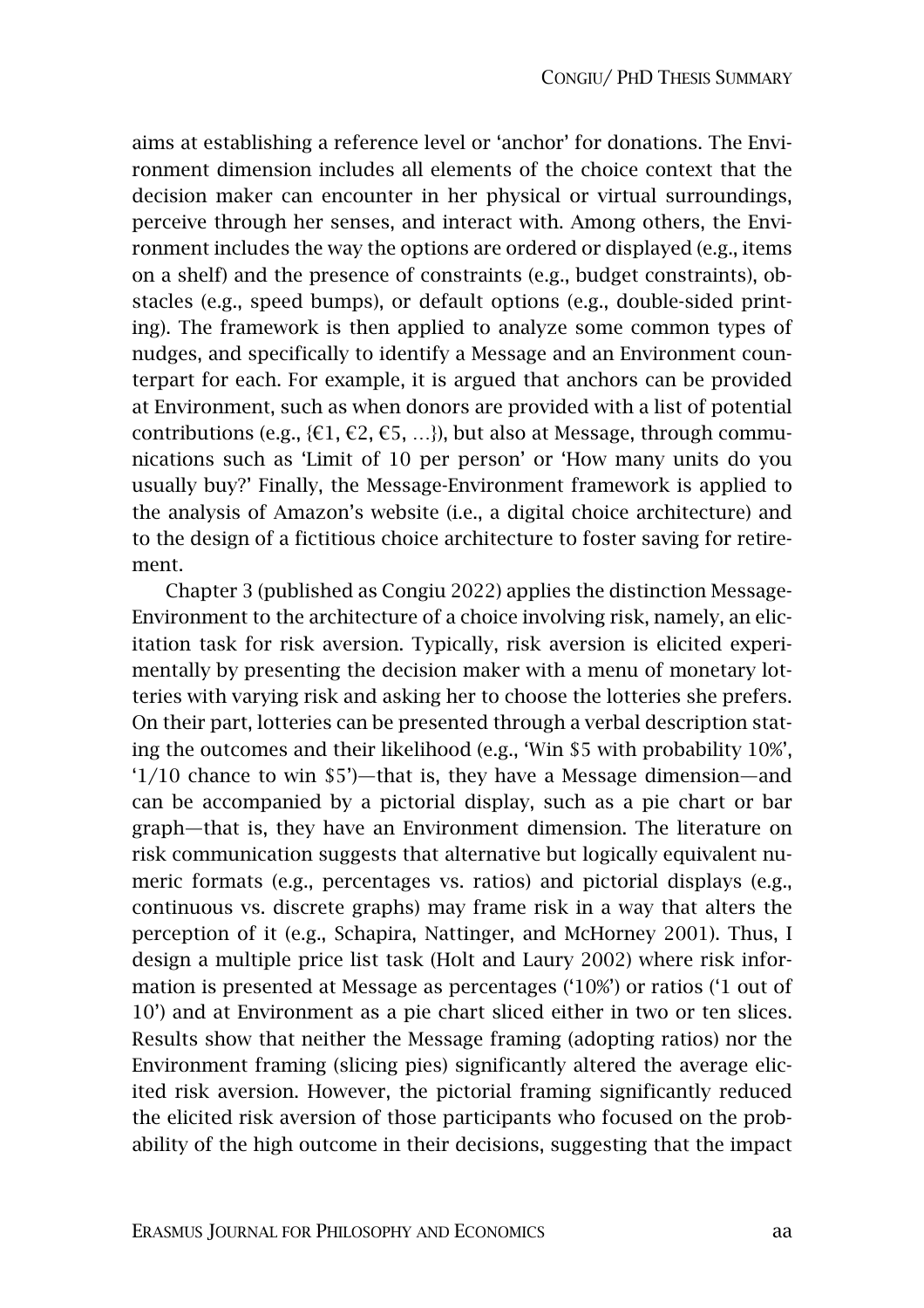aims at establishing a reference level or 'anchor' for donations. The Environment dimension includes all elements of the choice context that the decision maker can encounter in her physical or virtual surroundings, perceive through her senses, and interact with. Among others, the Environment includes the way the options are ordered or displayed (e.g., items on a shelf) and the presence of constraints (e.g., budget constraints), obstacles (e.g., speed bumps), or default options (e.g., double-sided printing). The framework is then applied to analyze some common types of nudges, and specifically to identify a Message and an Environment counterpart for each. For example, it is argued that anchors can be provided at Environment, such as when donors are provided with a list of potential contributions (e.g., {€1, €2, €5, …}), but also at Message, through communications such as 'Limit of 10 per person' or 'How many units do you usually buy?' Finally, the Message-Environment framework is applied to the analysis of Amazon's website (i.e., a digital choice architecture) and to the design of a fictitious choice architecture to foster saving for retirement.

Chapter 3 (published as Congiu 2022) applies the distinction Message-Environment to the architecture of a choice involving risk, namely, an elicitation task for risk aversion. Typically, risk aversion is elicited experimentally by presenting the decision maker with a menu of monetary lotteries with varying risk and asking her to choose the lotteries she prefers. On their part, lotteries can be presented through a verbal description stating the outcomes and their likelihood (e.g., 'Win $5 with probability 10%', '1/10 chance to win $5')—that is, they have a Message dimension—and can be accompanied by a pictorial display, such as a pie chart or bar graph—that is, they have an Environment dimension. The literature on risk communication suggests that alternative but logically equivalent numeric formats (e.g., percentages vs. ratios) and pictorial displays (e.g., continuous vs. discrete graphs) may frame risk in a way that alters the perception of it (e.g., Schapira, Nattinger, and McHorney 2001). Thus, I design a multiple price list task (Holt and Laury 2002) where risk information is presented at Message as percentages ('10%') or ratios ('1 out of 10') and at Environment as a pie chart sliced either in two or ten slices. Results show that neither the Message framing (adopting ratios) nor the Environment framing (slicing pies) significantly altered the average elicited risk aversion. However, the pictorial framing significantly reduced the elicited risk aversion of those participants who focused on the probability of the high outcome in their decisions, suggesting that the impact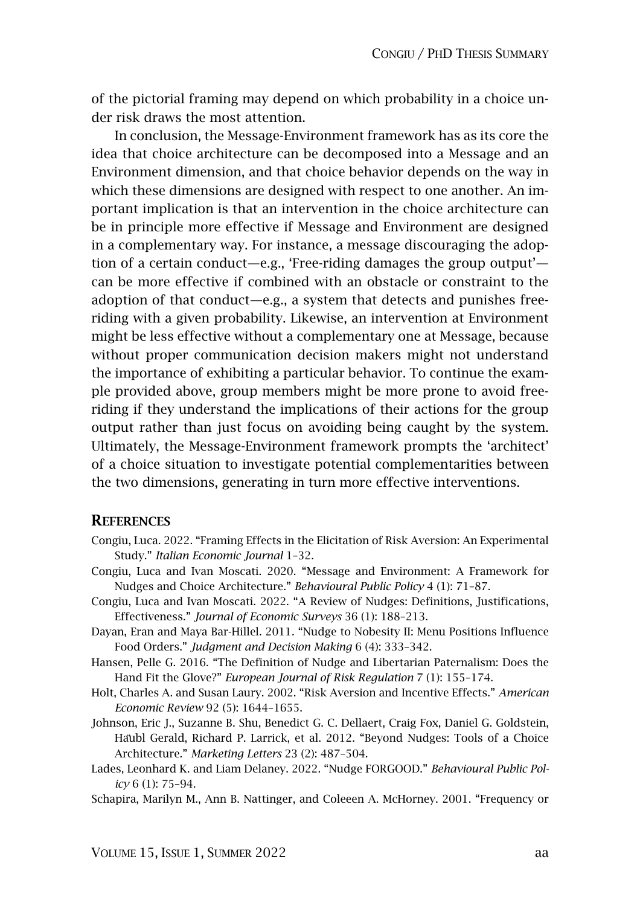of the pictorial framing may depend on which probability in a choice under risk draws the most attention.

In conclusion, the Message-Environment framework has as its core the idea that choice architecture can be decomposed into a Message and an Environment dimension, and that choice behavior depends on the way in which these dimensions are designed with respect to one another. An important implication is that an intervention in the choice architecture can be in principle more effective if Message and Environment are designed in a complementary way. For instance, a message discouraging the adoption of a certain conduct—e.g., 'Free-riding damages the group output'—can be more effective if combined with an obstacle or constraint to the adoption of that conduct—e.g., a system that detects and punishes free-riding with a given probability. Likewise, an intervention at Environment might be less effective without a complementary one at Message, because without proper communication decision makers might not understand the importance of exhibiting a particular behavior. To continue the example provided above, group members might be more prone to avoid free-riding if they understand the implications of their actions for the group output rather than just focus on avoiding being caught by the system. Ultimately, the Message-Environment framework prompts the 'architect' of a choice situation to investigate potential complementarities between the two dimensions, generating in turn more effective interventions.

## References

Congiu, Luca. 2022. "Framing Effects in the Elicitation of Risk Aversion: An Experimental Study." *Italian Economic Journal* 1–32.

Congiu, Luca and Ivan Moscati. 2020. "Message and Environment: A Framework for Nudges and Choice Architecture." *Behavioural Public Policy* 4 (1): 71–87.

Congiu, Luca and Ivan Moscati. 2022. "A Review of Nudges: Definitions, Justifications, Effectiveness." *Journal of Economic Surveys* 36 (1): 188–213.

Dayan, Eran and Maya Bar-Hillel. 2011. "Nudge to Nobesity II: Menu Positions Influence Food Orders." *Judgment and Decision Making* 6 (4): 333–342.

Hansen, Pelle G. 2016. "The Definition of Nudge and Libertarian Paternalism: Does the Hand Fit the Glove?" *European Journal of Risk Regulation* 7 (1): 155–174.

Holt, Charles A. and Susan Laury. 2002. "Risk Aversion and Incentive Effects." *American Economic Review* 92 (5): 1644–1655.

Johnson, Eric J., Suzanne B. Shu, Benedict G. C. Dellaert, Craig Fox, Daniel G. Goldstein, Haübl Gerald, Richard P. Larrick, et al. 2012. "Beyond Nudges: Tools of a Choice Architecture." *Marketing Letters* 23 (2): 487–504.

Lades, Leonhard K. and Liam Delaney. 2022. "Nudge FORGOOD." *Behavioural Public Policy* 6 (1): 75–94.

Schapira, Marilyn M., Ann B. Nattinger, and Coleeen A. McHorney. 2001. "Frequency or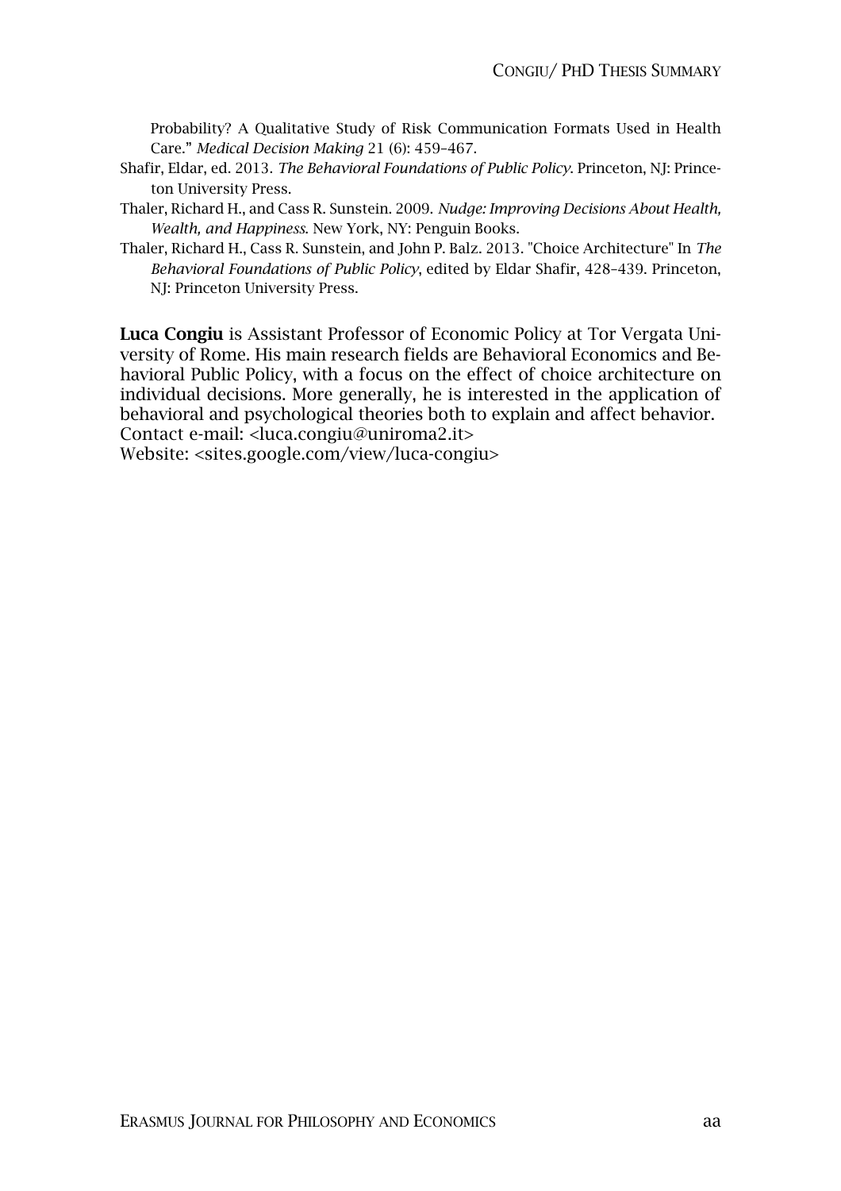Probability? A Qualitative Study of Risk Communication Formats Used in Health Care." *Medical Decision Making* 21 (6): 459–467.

Shafir, Eldar, ed. 2013. *The Behavioral Foundations of Public Policy*. Princeton, NJ: Princeton University Press.

Thaler, Richard H., and Cass R. Sunstein. 2009. *Nudge: Improving Decisions About Health, Wealth, and Happiness*. New York, NY: Penguin Books.

Thaler, Richard H., Cass R. Sunstein, and John P. Balz. 2013. "Choice Architecture" In *The Behavioral Foundations of Public Policy*, edited by Eldar Shafir, 428–439. Princeton, NJ: Princeton University Press.

**Luca Congiu** is Assistant Professor of Economic Policy at Tor Vergata University of Rome. His main research fields are Behavioral Economics and Behavioral Public Policy, with a focus on the effect of choice architecture on individual decisions. More generally, he is interested in the application of behavioral and psychological theories both to explain and affect behavior.
Contact e-mail: <luca.congiu@uniroma2.it>
Website: <sites.google.com/view/luca-congiu>